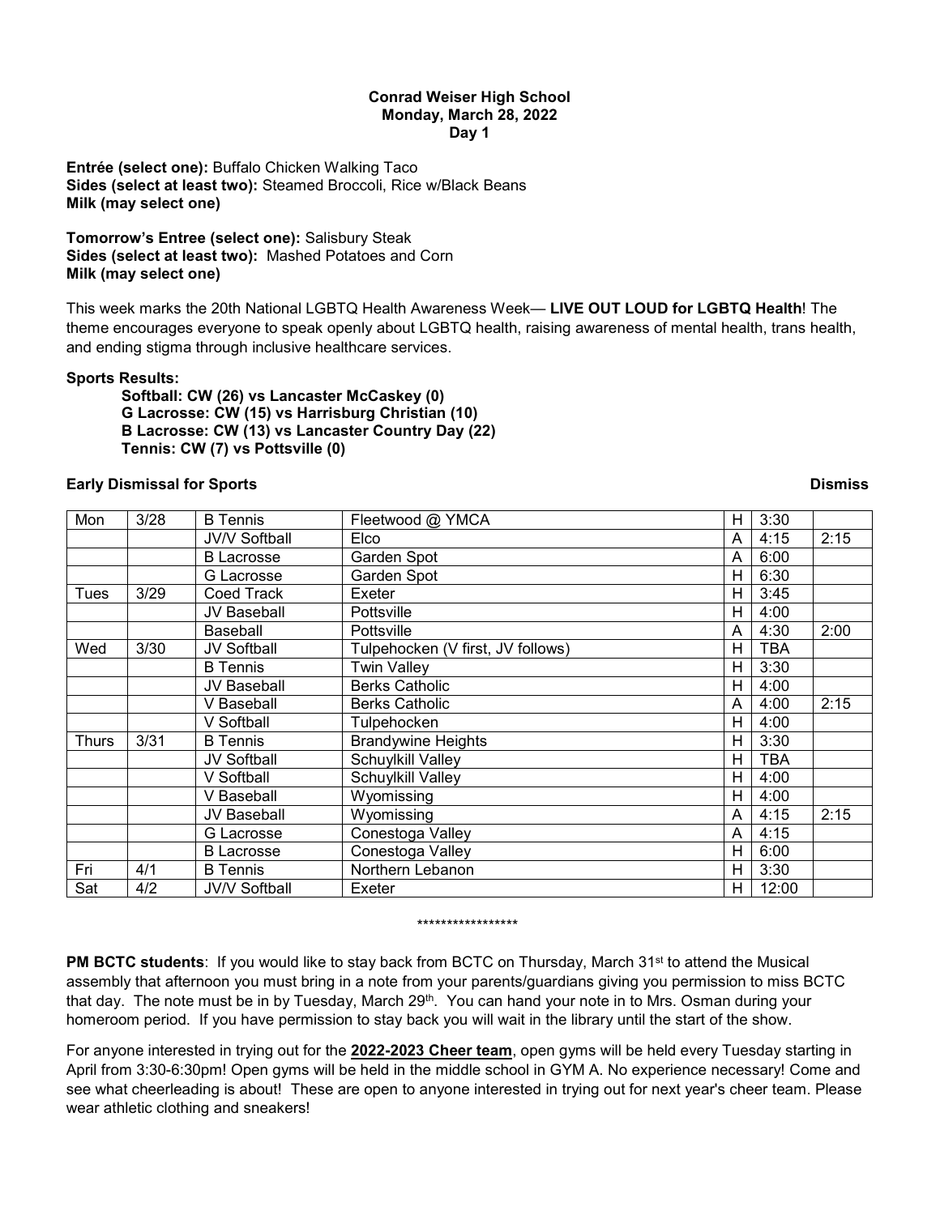**Conrad Weiser High School**
**Monday, March 28, 2022**
**Day 1**

**Entrée (select one):** Buffalo Chicken Walking Taco
**Sides (select at least two):** Steamed Broccoli, Rice w/Black Beans
**Milk (may select one)**

**Tomorrow's Entree (select one):** Salisbury Steak
**Sides (select at least two):** Mashed Potatoes and Corn
**Milk (may select one)**

This week marks the 20th National LGBTQ Health Awareness Week— **LIVE OUT LOUD for LGBTQ Health**! The theme encourages everyone to speak openly about LGBTQ health, raising awareness of mental health, trans health, and ending stigma through inclusive healthcare services.

**Sports Results:**

**Softball: CW (26) vs Lancaster McCaskey (0)**
**G Lacrosse: CW (15) vs Harrisburg Christian (10)**
**B Lacrosse: CW (13) vs Lancaster Country Day (22)**
**Tennis: CW (7) vs Pottsville (0)**

**Early Dismissal for Sports** **Dismiss**

| | | | | | | Dismiss |
|---|---|---|---|---|---|---|
| Mon | 3/28 | B Tennis | Fleetwood @ YMCA | H | 3:30 | |
| | | JV/V Softball | Elco | A | 4:15 | 2:15 |
| | | B Lacrosse | Garden Spot | A | 6:00 | |
| | | G Lacrosse | Garden Spot | H | 6:30 | |
| Tues | 3/29 | Coed Track | Exeter | H | 3:45 | |
| | | JV Baseball | Pottsville | H | 4:00 | |
| | | Baseball | Pottsville | A | 4:30 | 2:00 |
| Wed | 3/30 | JV Softball | Tulpehocken (V first, JV follows) | H | TBA | |
| | | B Tennis | Twin Valley | H | 3:30 | |
| | | JV Baseball | Berks Catholic | H | 4:00 | |
| | | V Baseball | Berks Catholic | A | 4:00 | 2:15 |
| | | V Softball | Tulpehocken | H | 4:00 | |
| Thurs | 3/31 | B Tennis | Brandywine Heights | H | 3:30 | |
| | | JV Softball | Schuylkill Valley | H | TBA | |
| | | V Softball | Schuylkill Valley | H | 4:00 | |
| | | V Baseball | Wyomissing | H | 4:00 | |
| | | JV Baseball | Wyomissing | A | 4:15 | 2:15 |
| | | G Lacrosse | Conestoga Valley | A | 4:15 | |
| | | B Lacrosse | Conestoga Valley | H | 6:00 | |
| Fri | 4/1 | B Tennis | Northern Lebanon | H | 3:30 | |
| Sat | 4/2 | JV/V Softball | Exeter | H | 12:00 | |

*****************

**PM BCTC students**: If you would like to stay back from BCTC on Thursday, March 31st to attend the Musical assembly that afternoon you must bring in a note from your parents/guardians giving you permission to miss BCTC that day. The note must be in by Tuesday, March 29th. You can hand your note in to Mrs. Osman during your homeroom period. If you have permission to stay back you will wait in the library until the start of the show.

For anyone interested in trying out for the **2022-2023 Cheer team**, open gyms will be held every Tuesday starting in April from 3:30-6:30pm! Open gyms will be held in the middle school in GYM A. No experience necessary! Come and see what cheerleading is about! These are open to anyone interested in trying out for next year's cheer team. Please wear athletic clothing and sneakers!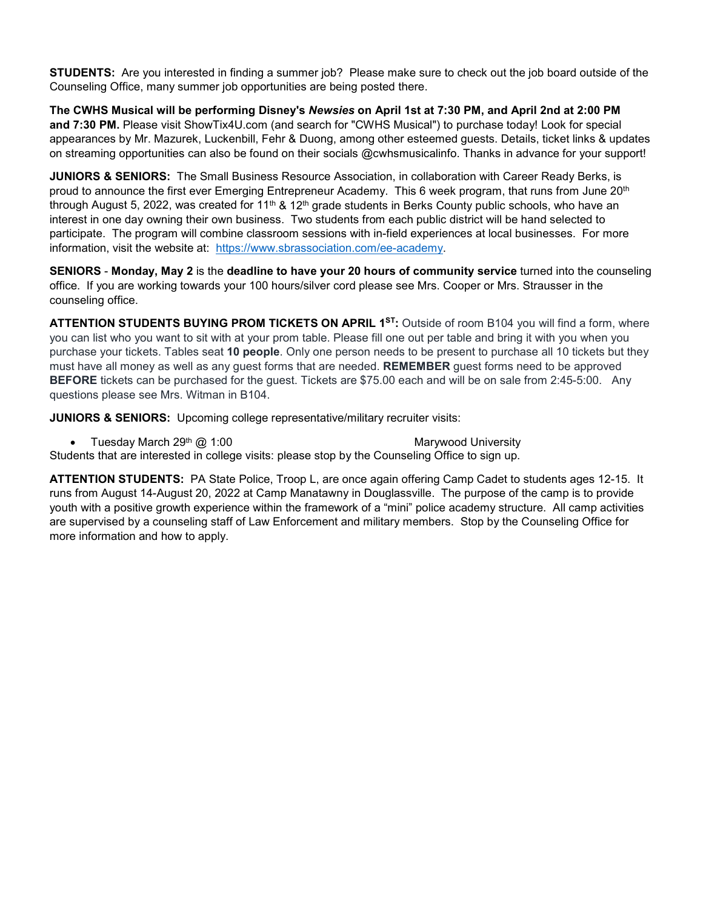**STUDENTS:** Are you interested in finding a summer job? Please make sure to check out the job board outside of the Counseling Office, many summer job opportunities are being posted there.

**The CWHS Musical will be performing Disney's *Newsies* on April 1st at 7:30 PM, and April 2nd at 2:00 PM and 7:30 PM.** Please visit ShowTix4U.com (and search for "CWHS Musical") to purchase today! Look for special appearances by Mr. Mazurek, Luckenbill, Fehr & Duong, among other esteemed guests. Details, ticket links & updates on streaming opportunities can also be found on their socials @cwhsmusicalinfo. Thanks in advance for your support!

**JUNIORS & SENIORS:** The Small Business Resource Association, in collaboration with Career Ready Berks, is proud to announce the first ever Emerging Entrepreneur Academy. This 6 week program, that runs from June 20th through August 5, 2022, was created for 11th & 12th grade students in Berks County public schools, who have an interest in one day owning their own business. Two students from each public district will be hand selected to participate. The program will combine classroom sessions with in-field experiences at local businesses. For more information, visit the website at: https://www.sbrassociation.com/ee-academy.

**SENIORS** - **Monday, May 2** is the **deadline to have your 20 hours of community service** turned into the counseling office. If you are working towards your 100 hours/silver cord please see Mrs. Cooper or Mrs. Strausser in the counseling office.

**ATTENTION STUDENTS BUYING PROM TICKETS ON APRIL 1ST:** Outside of room B104 you will find a form, where you can list who you want to sit with at your prom table. Please fill one out per table and bring it with you when you purchase your tickets. Tables seat **10 people**. Only one person needs to be present to purchase all 10 tickets but they must have all money as well as any guest forms that are needed. **REMEMBER** guest forms need to be approved **BEFORE** tickets can be purchased for the guest. Tickets are $75.00 each and will be on sale from 2:45-5:00. Any questions please see Mrs. Witman in B104.

**JUNIORS & SENIORS:** Upcoming college representative/military recruiter visits:

- Tuesday March 29th @ 1:00 Marywood University

Students that are interested in college visits: please stop by the Counseling Office to sign up.

**ATTENTION STUDENTS:** PA State Police, Troop L, are once again offering Camp Cadet to students ages 12-15. It runs from August 14-August 20, 2022 at Camp Manatawny in Douglassville. The purpose of the camp is to provide youth with a positive growth experience within the framework of a "mini" police academy structure. All camp activities are supervised by a counseling staff of Law Enforcement and military members. Stop by the Counseling Office for more information and how to apply.